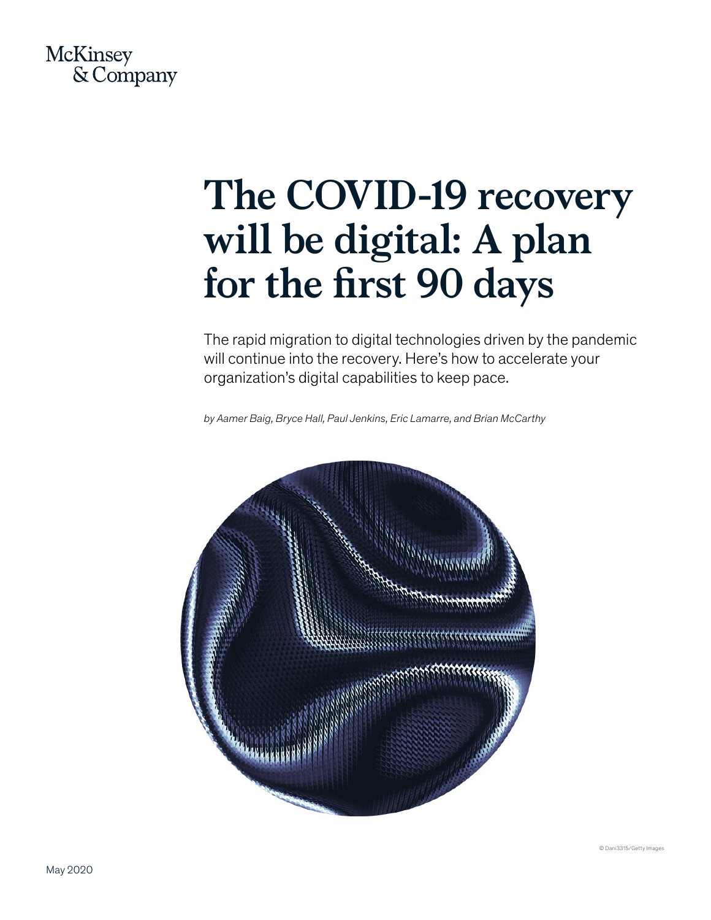McKinsey & Company

# The COVID-19 recovery will be digital: A plan for the first 90 days

The rapid migration to digital technologies driven by the pandemic will continue into the recovery. Here's how to accelerate your organization's digital capabilities to keep pace.

*by Aamer Baig, Bryce Hall, Paul Jenkins, Eric Lamarre, and Brian McCarthy*

© Dani3315/Getty Images

May 2020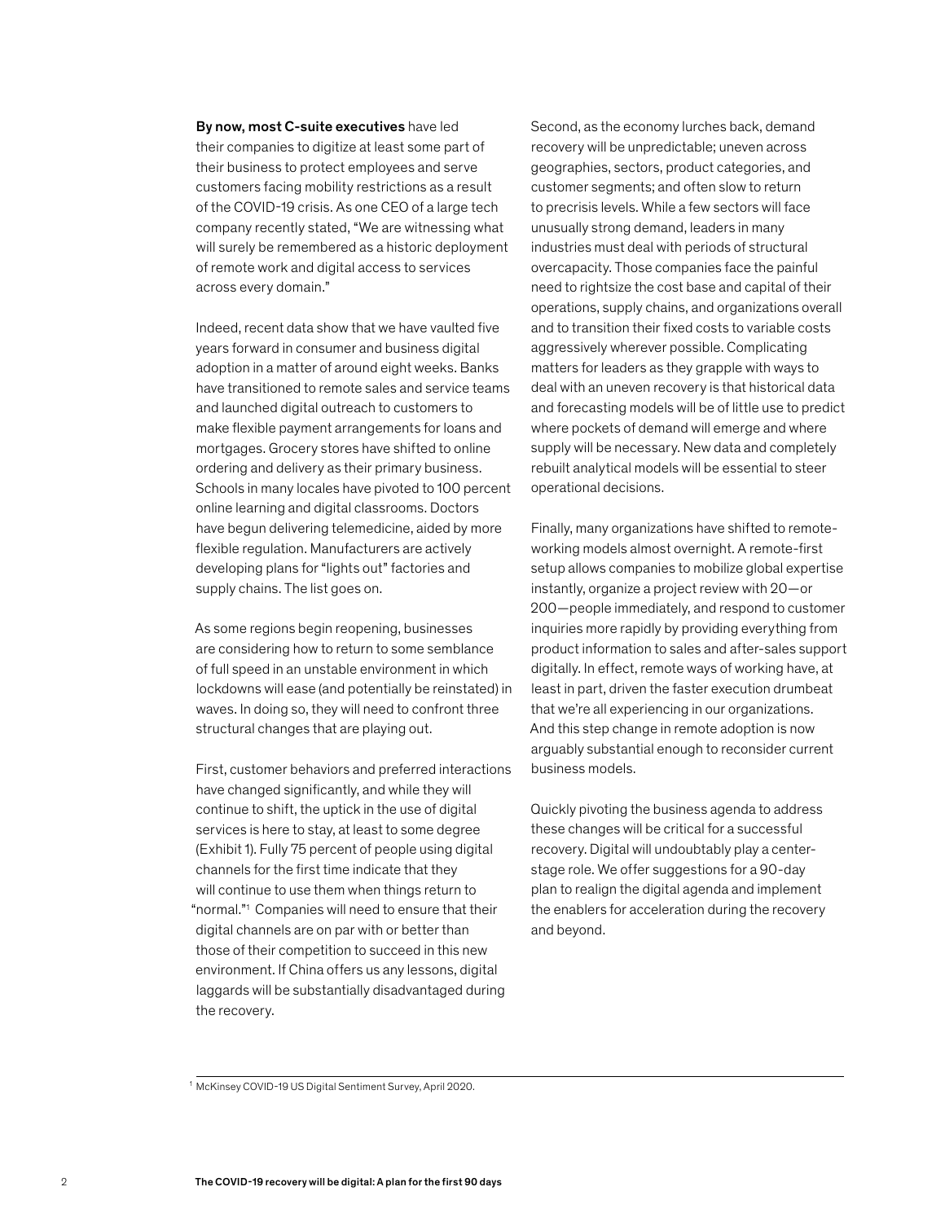**By now, most C-suite executives** have led their companies to digitize at least some part of their business to protect employees and serve customers facing mobility restrictions as a result of the COVID-19 crisis. As one CEO of a large tech company recently stated, "We are witnessing what will surely be remembered as a historic deployment of remote work and digital access to services across every domain."

Indeed, recent data show that we have vaulted five years forward in consumer and business digital adoption in a matter of around eight weeks. Banks have transitioned to remote sales and service teams and launched digital outreach to customers to make flexible payment arrangements for loans and mortgages. Grocery stores have shifted to online ordering and delivery as their primary business. Schools in many locales have pivoted to 100 percent online learning and digital classrooms. Doctors have begun delivering telemedicine, aided by more flexible regulation. Manufacturers are actively developing plans for "lights out" factories and supply chains. The list goes on.

As some regions begin reopening, businesses are considering how to return to some semblance of full speed in an unstable environment in which lockdowns will ease (and potentially be reinstated) in waves. In doing so, they will need to confront three structural changes that are playing out.

First, customer behaviors and preferred interactions have changed significantly, and while they will continue to shift, the uptick in the use of digital services is here to stay, at least to some degree (Exhibit 1). Fully 75 percent of people using digital channels for the first time indicate that they will continue to use them when things return to "normal."[1] Companies will need to ensure that their digital channels are on par with or better than those of their competition to succeed in this new environment. If China offers us any lessons, digital laggards will be substantially disadvantaged during the recovery.

Second, as the economy lurches back, demand recovery will be unpredictable; uneven across geographies, sectors, product categories, and customer segments; and often slow to return to precrisis levels. While a few sectors will face unusually strong demand, leaders in many industries must deal with periods of structural overcapacity. Those companies face the painful need to rightsize the cost base and capital of their operations, supply chains, and organizations overall and to transition their fixed costs to variable costs aggressively wherever possible. Complicating matters for leaders as they grapple with ways to deal with an uneven recovery is that historical data and forecasting models will be of little use to predict where pockets of demand will emerge and where supply will be necessary. New data and completely rebuilt analytical models will be essential to steer operational decisions.

Finally, many organizations have shifted to remote-working models almost overnight. A remote-first setup allows companies to mobilize global expertise instantly, organize a project review with 20—or 200—people immediately, and respond to customer inquiries more rapidly by providing everything from product information to sales and after-sales support digitally. In effect, remote ways of working have, at least in part, driven the faster execution drumbeat that we're all experiencing in our organizations. And this step change in remote adoption is now arguably substantial enough to reconsider current business models.

Quickly pivoting the business agenda to address these changes will be critical for a successful recovery. Digital will undoubtably play a center-stage role. We offer suggestions for a 90-day plan to realign the digital agenda and implement the enablers for acceleration during the recovery and beyond.

---

[1] McKinsey COVID-19 US Digital Sentiment Survey, April 2020.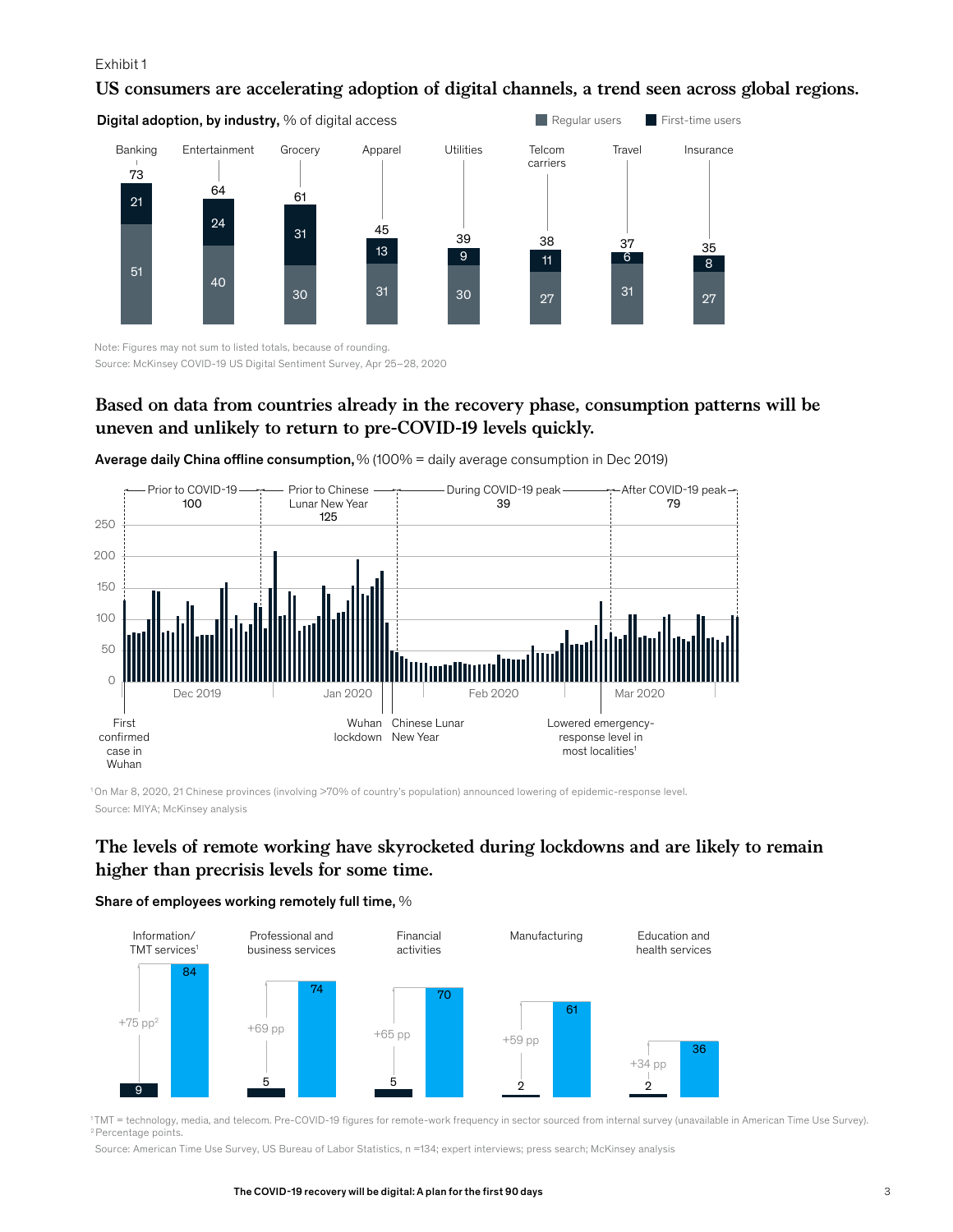Exhibit 1

## US consumers are accelerating adoption of digital channels, a trend seen across global regions.

**Digital adoption, by industry,** % of digital access

| Industry | Regular users | First-time users | Total |
| --- | --- | --- | --- |
| Banking | 51 | 21 | 73 |
| Entertainment | 40 | 24 | 64 |
| Grocery | 30 | 31 | 61 |
| Apparel | 31 | 13 | 45 |
| Utilities | 30 | 9 | 39 |
| Telcom carriers | 27 | 11 | 38 |
| Travel | 31 | 6 | 37 |
| Insurance | 27 | 8 | 35 |

Note: Figures may not sum to listed totals, because of rounding.
Source: McKinsey COVID-19 US Digital Sentiment Survey, Apr 25–28, 2020

## Based on data from countries already in the recovery phase, consumption patterns will be uneven and unlikely to return to pre-COVID-19 levels quickly.

**Average daily China offline consumption,** % (100% = daily average consumption in Dec 2019)

| Period | Average |
| --- | --- |
| Prior to COVID-19 | 100 |
| Prior to Chinese Lunar New Year | 125 |
| During COVID-19 peak | 39 |
| After COVID-19 peak | 79 |

Events marked: First confirmed case in Wuhan; Wuhan lockdown; Chinese Lunar New Year; Lowered emergency-response level in most localities[1]

[1] On Mar 8, 2020, 21 Chinese provinces (involving >70% of country's population) announced lowering of epidemic-response level.
Source: MIYA; McKinsey analysis

## The levels of remote working have skyrocketed during lockdowns and are likely to remain higher than precrisis levels for some time.

**Share of employees working remotely full time,** %

| Sector | Pre-COVID-19 | Current | Change |
| --- | --- | --- | --- |
| Information/TMT services[1] | 9 | 84 | +75 pp[2] |
| Professional and business services | 5 | 74 | +69 pp |
| Financial activities | 5 | 70 | +65 pp |
| Manufacturing | 2 | 61 | +59 pp |
| Education and health services | 2 | 36 | +34 pp |

[1] TMT = technology, media, and telecom. Pre-COVID-19 figures for remote-work frequency in sector sourced from internal survey (unavailable in American Time Use Survey).
[2] Percentage points.
Source: American Time Use Survey, US Bureau of Labor Statistics, n =134; expert interviews; press search; McKinsey analysis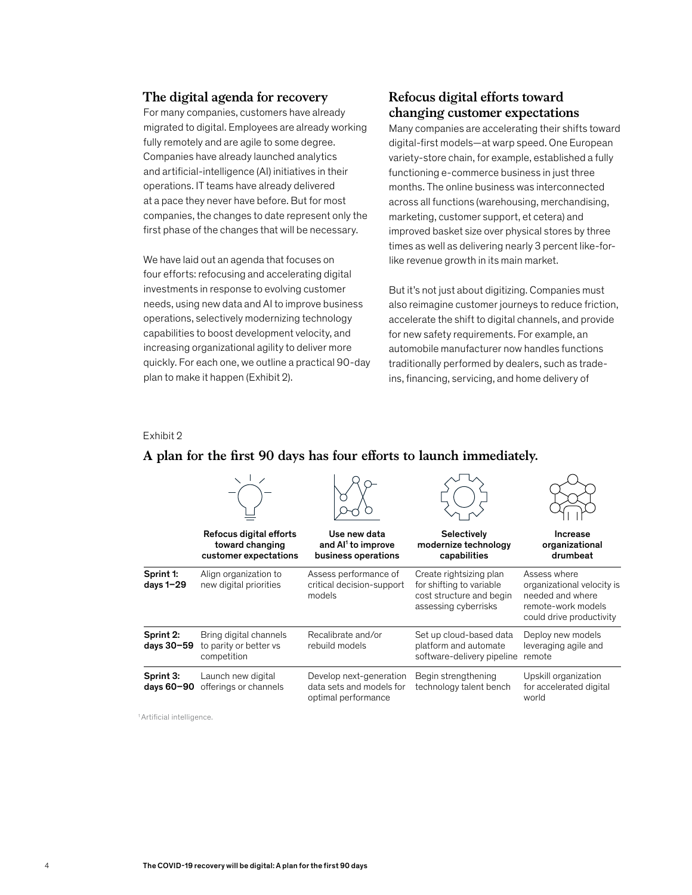## The digital agenda for recovery

For many companies, customers have already migrated to digital. Employees are already working fully remotely and are agile to some degree. Companies have already launched analytics and artificial-intelligence (AI) initiatives in their operations. IT teams have already delivered at a pace they never have before. But for most companies, the changes to date represent only the first phase of the changes that will be necessary.

We have laid out an agenda that focuses on four efforts: refocusing and accelerating digital investments in response to evolving customer needs, using new data and AI to improve business operations, selectively modernizing technology capabilities to boost development velocity, and increasing organizational agility to deliver more quickly. For each one, we outline a practical 90-day plan to make it happen (Exhibit 2).

## Refocus digital efforts toward changing customer expectations

Many companies are accelerating their shifts toward digital-first models—at warp speed. One European variety-store chain, for example, established a fully functioning e-commerce business in just three months. The online business was interconnected across all functions (warehousing, merchandising, marketing, customer support, et cetera) and improved basket size over physical stores by three times as well as delivering nearly 3 percent like-for-like revenue growth in its main market.

But it's not just about digitizing. Companies must also reimagine customer journeys to reduce friction, accelerate the shift to digital channels, and provide for new safety requirements. For example, an automobile manufacturer now handles functions traditionally performed by dealers, such as trade-ins, financing, servicing, and home delivery of

Exhibit 2

**A plan for the first 90 days has four efforts to launch immediately.**

| | Refocus digital efforts toward changing customer expectations | Use new data and AI[1] to improve business operations | Selectively modernize technology capabilities | Increase organizational drumbeat |
|---|---|---|---|---|
| **Sprint 1: days 1–29** | Align organization to new digital priorities | Assess performance of critical decision-support models | Create rightsizing plan for shifting to variable cost structure and begin assessing cyberrisks | Assess where organizational velocity is needed and where remote-work models could drive productivity |
| **Sprint 2: days 30–59** | Bring digital channels to parity or better vs competition | Recalibrate and/or rebuild models | Set up cloud-based data platform and automate software-delivery pipeline | Deploy new models leveraging agile and remote |
| **Sprint 3: days 60–90** | Launch new digital offerings or channels | Develop next-generation data sets and models for optimal performance | Begin strengthening technology talent bench | Upskill organization for accelerated digital world |

[1] Artificial intelligence.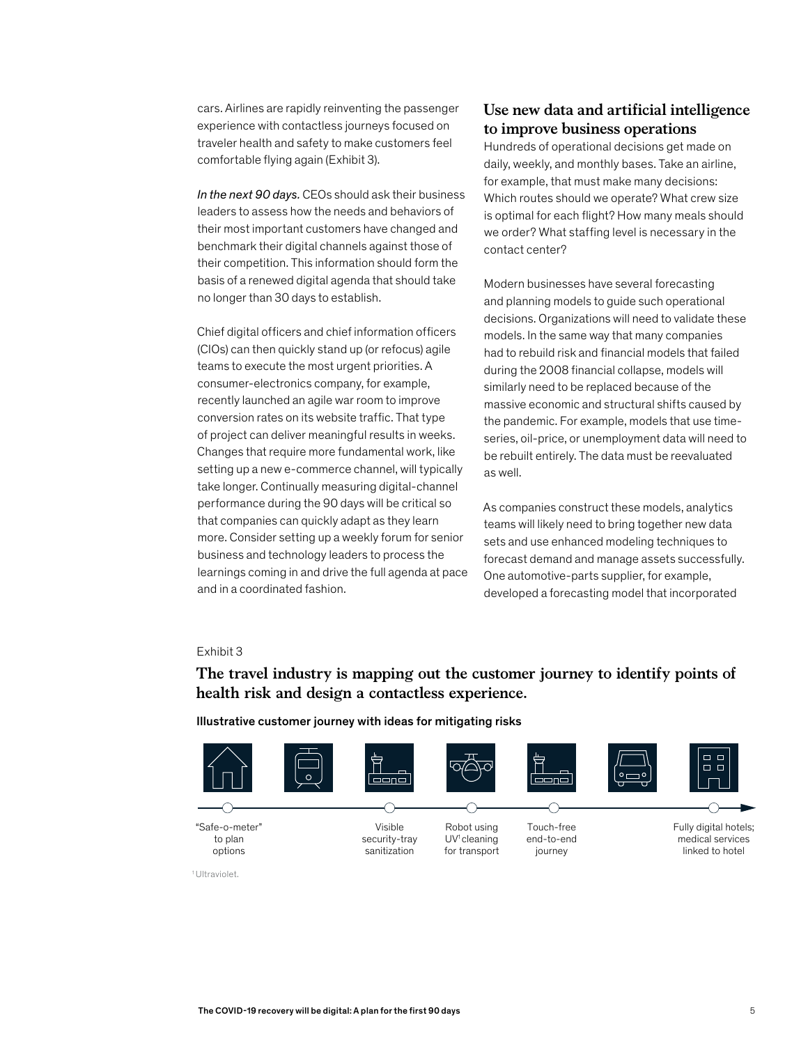cars. Airlines are rapidly reinventing the passenger experience with contactless journeys focused on traveler health and safety to make customers feel comfortable flying again (Exhibit 3).

*In the next 90 days.* CEOs should ask their business leaders to assess how the needs and behaviors of their most important customers have changed and benchmark their digital channels against those of their competition. This information should form the basis of a renewed digital agenda that should take no longer than 30 days to establish.

Chief digital officers and chief information officers (CIOs) can then quickly stand up (or refocus) agile teams to execute the most urgent priorities. A consumer-electronics company, for example, recently launched an agile war room to improve conversion rates on its website traffic. That type of project can deliver meaningful results in weeks. Changes that require more fundamental work, like setting up a new e-commerce channel, will typically take longer. Continually measuring digital-channel performance during the 90 days will be critical so that companies can quickly adapt as they learn more. Consider setting up a weekly forum for senior business and technology leaders to process the learnings coming in and drive the full agenda at pace and in a coordinated fashion.

## Use new data and artificial intelligence to improve business operations

Hundreds of operational decisions get made on daily, weekly, and monthly bases. Take an airline, for example, that must make many decisions: Which routes should we operate? What crew size is optimal for each flight? How many meals should we order? What staffing level is necessary in the contact center?

Modern businesses have several forecasting and planning models to guide such operational decisions. Organizations will need to validate these models. In the same way that many companies had to rebuild risk and financial models that failed during the 2008 financial collapse, models will similarly need to be replaced because of the massive economic and structural shifts caused by the pandemic. For example, models that use time-series, oil-price, or unemployment data will need to be rebuilt entirely. The data must be reevaluated as well.

As companies construct these models, analytics teams will likely need to bring together new data sets and use enhanced modeling techniques to forecast demand and manage assets successfully. One automotive-parts supplier, for example, developed a forecasting model that incorporated

Exhibit 3

**The travel industry is mapping out the customer journey to identify points of health risk and design a contactless experience.**

Illustrative customer journey with ideas for mitigating risks

"Safe-o-meter" to plan options

Visible security-tray sanitization

Robot using UV[1] cleaning for transport

Touch-free end-to-end journey

Fully digital hotels; medical services linked to hotel

[1] Ultraviolet.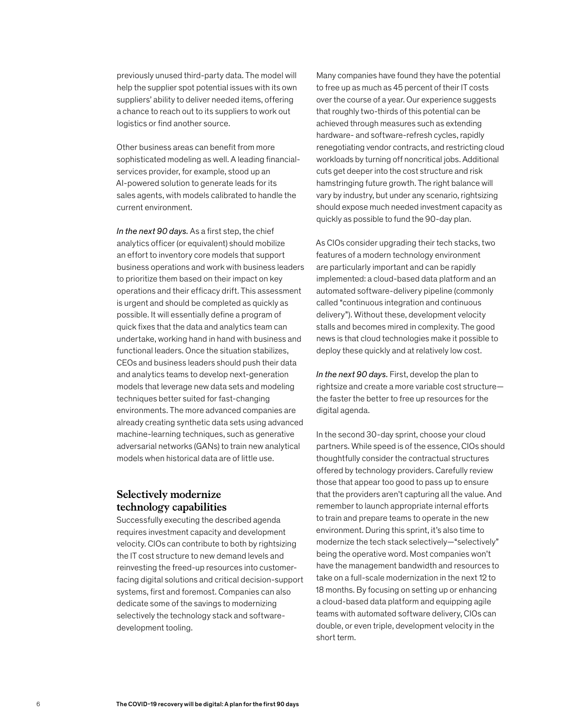previously unused third-party data. The model will help the supplier spot potential issues with its own suppliers' ability to deliver needed items, offering a chance to reach out to its suppliers to work out logistics or find another source.

Other business areas can benefit from more sophisticated modeling as well. A leading financial-services provider, for example, stood up an AI-powered solution to generate leads for its sales agents, with models calibrated to handle the current environment.

*In the next 90 days.* As a first step, the chief analytics officer (or equivalent) should mobilize an effort to inventory core models that support business operations and work with business leaders to prioritize them based on their impact on key operations and their efficacy drift. This assessment is urgent and should be completed as quickly as possible. It will essentially define a program of quick fixes that the data and analytics team can undertake, working hand in hand with business and functional leaders. Once the situation stabilizes, CEOs and business leaders should push their data and analytics teams to develop next-generation models that leverage new data sets and modeling techniques better suited for fast-changing environments. The more advanced companies are already creating synthetic data sets using advanced machine-learning techniques, such as generative adversarial networks (GANs) to train new analytical models when historical data are of little use.

## Selectively modernize technology capabilities

Successfully executing the described agenda requires investment capacity and development velocity. CIOs can contribute to both by rightsizing the IT cost structure to new demand levels and reinvesting the freed-up resources into customer-facing digital solutions and critical decision-support systems, first and foremost. Companies can also dedicate some of the savings to modernizing selectively the technology stack and software-development tooling.

Many companies have found they have the potential to free up as much as 45 percent of their IT costs over the course of a year. Our experience suggests that roughly two-thirds of this potential can be achieved through measures such as extending hardware- and software-refresh cycles, rapidly renegotiating vendor contracts, and restricting cloud workloads by turning off noncritical jobs. Additional cuts get deeper into the cost structure and risk hamstringing future growth. The right balance will vary by industry, but under any scenario, rightsizing should expose much needed investment capacity as quickly as possible to fund the 90-day plan.

As CIOs consider upgrading their tech stacks, two features of a modern technology environment are particularly important and can be rapidly implemented: a cloud-based data platform and an automated software-delivery pipeline (commonly called "continuous integration and continuous delivery"). Without these, development velocity stalls and becomes mired in complexity. The good news is that cloud technologies make it possible to deploy these quickly and at relatively low cost.

*In the next 90 days.* First, develop the plan to rightsize and create a more variable cost structure—the faster the better to free up resources for the digital agenda.

In the second 30-day sprint, choose your cloud partners. While speed is of the essence, CIOs should thoughtfully consider the contractual structures offered by technology providers. Carefully review those that appear too good to pass up to ensure that the providers aren't capturing all the value. And remember to launch appropriate internal efforts to train and prepare teams to operate in the new environment. During this sprint, it's also time to modernize the tech stack selectively—"selectively" being the operative word. Most companies won't have the management bandwidth and resources to take on a full-scale modernization in the next 12 to 18 months. By focusing on setting up or enhancing a cloud-based data platform and equipping agile teams with automated software delivery, CIOs can double, or even triple, development velocity in the short term.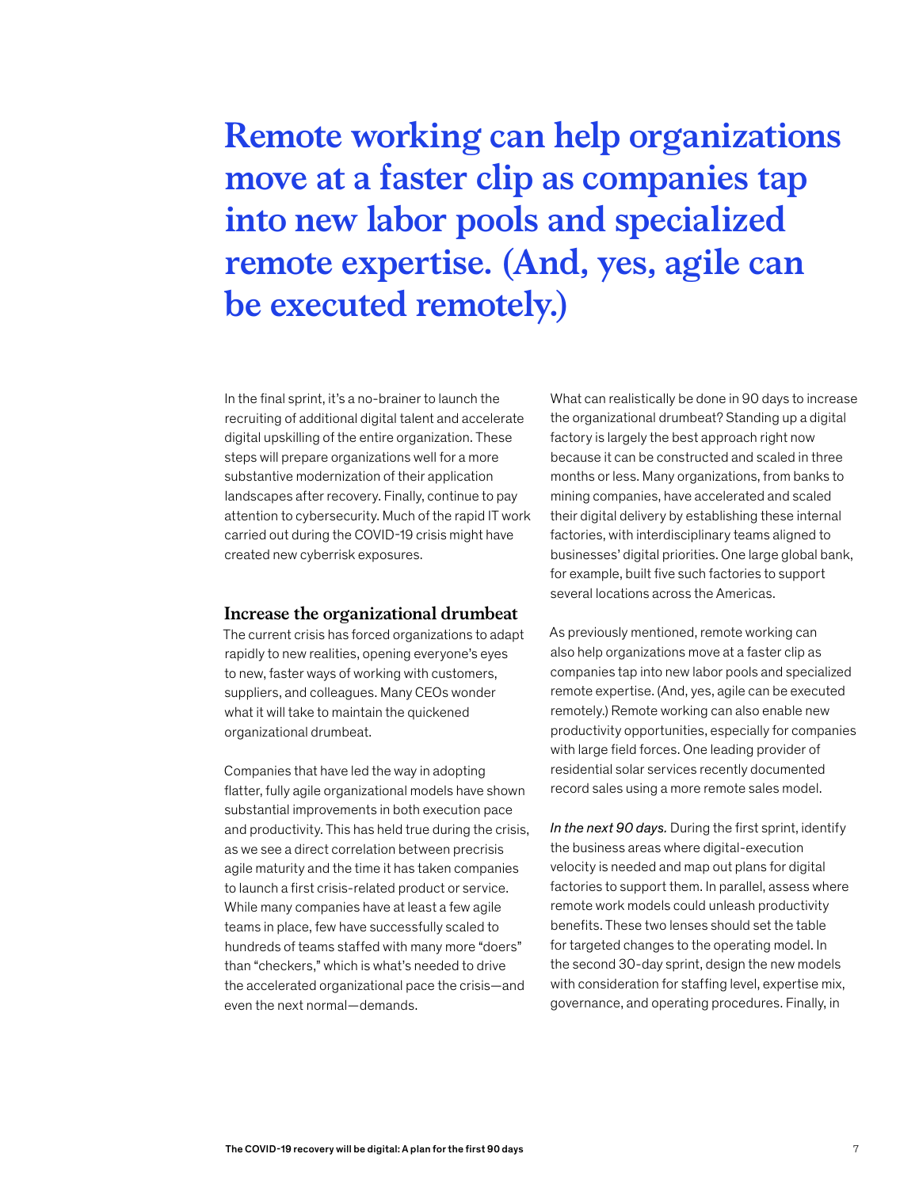# Remote working can help organizations move at a faster clip as companies tap into new labor pools and specialized remote expertise. (And, yes, agile can be executed remotely.)

In the final sprint, it's a no-brainer to launch the recruiting of additional digital talent and accelerate digital upskilling of the entire organization. These steps will prepare organizations well for a more substantive modernization of their application landscapes after recovery. Finally, continue to pay attention to cybersecurity. Much of the rapid IT work carried out during the COVID-19 crisis might have created new cyberrisk exposures.

## Increase the organizational drumbeat

The current crisis has forced organizations to adapt rapidly to new realities, opening everyone's eyes to new, faster ways of working with customers, suppliers, and colleagues. Many CEOs wonder what it will take to maintain the quickened organizational drumbeat.

Companies that have led the way in adopting flatter, fully agile organizational models have shown substantial improvements in both execution pace and productivity. This has held true during the crisis, as we see a direct correlation between precrisis agile maturity and the time it has taken companies to launch a first crisis-related product or service. While many companies have at least a few agile teams in place, few have successfully scaled to hundreds of teams staffed with many more "doers" than "checkers," which is what's needed to drive the accelerated organizational pace the crisis—and even the next normal—demands.

What can realistically be done in 90 days to increase the organizational drumbeat? Standing up a digital factory is largely the best approach right now because it can be constructed and scaled in three months or less. Many organizations, from banks to mining companies, have accelerated and scaled their digital delivery by establishing these internal factories, with interdisciplinary teams aligned to businesses' digital priorities. One large global bank, for example, built five such factories to support several locations across the Americas.

As previously mentioned, remote working can also help organizations move at a faster clip as companies tap into new labor pools and specialized remote expertise. (And, yes, agile can be executed remotely.) Remote working can also enable new productivity opportunities, especially for companies with large field forces. One leading provider of residential solar services recently documented record sales using a more remote sales model.

*In the next 90 days.* During the first sprint, identify the business areas where digital-execution velocity is needed and map out plans for digital factories to support them. In parallel, assess where remote work models could unleash productivity benefits. These two lenses should set the table for targeted changes to the operating model. In the second 30-day sprint, design the new models with consideration for staffing level, expertise mix, governance, and operating procedures. Finally, in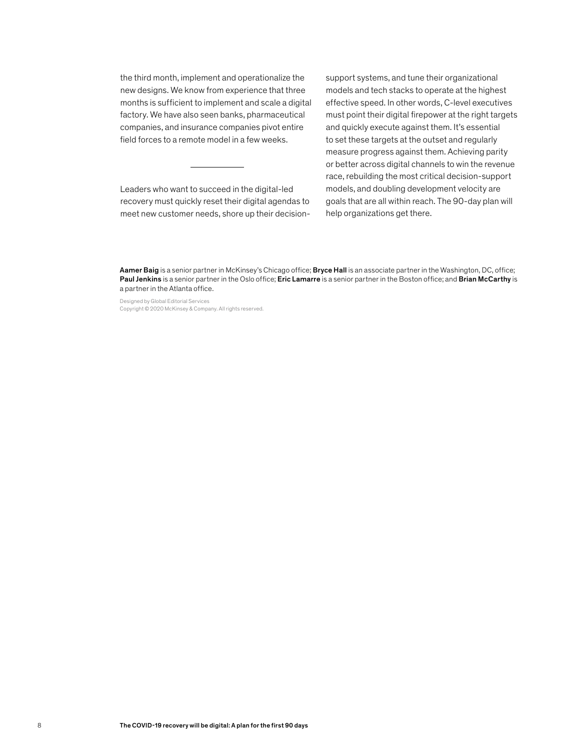the third month, implement and operationalize the new designs. We know from experience that three months is sufficient to implement and scale a digital factory. We have also seen banks, pharmaceutical companies, and insurance companies pivot entire field forces to a remote model in a few weeks.

---

Leaders who want to succeed in the digital-led recovery must quickly reset their digital agendas to meet new customer needs, shore up their decision-support systems, and tune their organizational models and tech stacks to operate at the highest effective speed. In other words, C-level executives must point their digital firepower at the right targets and quickly execute against them. It's essential to set these targets at the outset and regularly measure progress against them. Achieving parity or better across digital channels to win the revenue race, rebuilding the most critical decision-support models, and doubling development velocity are goals that are all within reach. The 90-day plan will help organizations get there.

**Aamer Baig** is a senior partner in McKinsey's Chicago office; **Bryce Hall** is an associate partner in the Washington, DC, office; **Paul Jenkins** is a senior partner in the Oslo office; **Eric Lamarre** is a senior partner in the Boston office; and **Brian McCarthy** is a partner in the Atlanta office.

Designed by Global Editorial Services
Copyright © 2020 McKinsey & Company. All rights reserved.